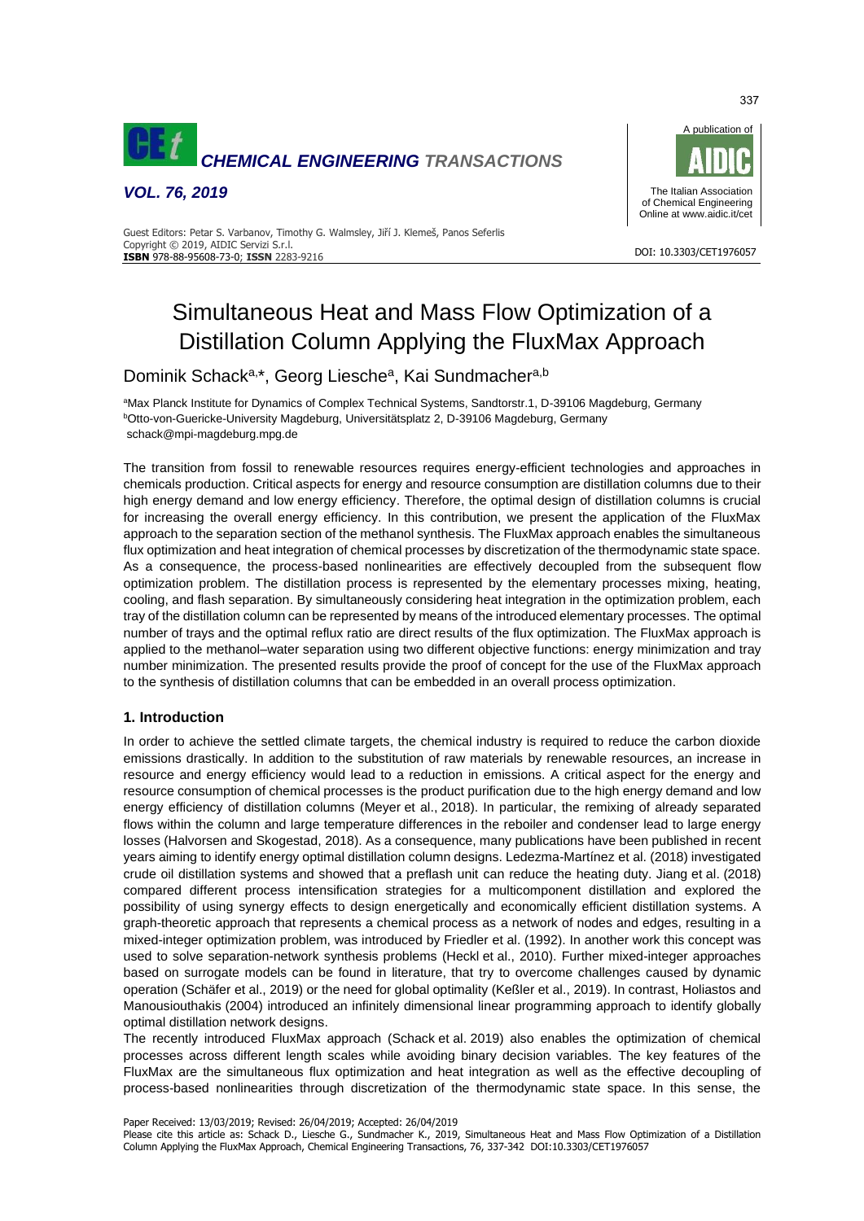# Simultaneous Heat and Mass Flow Optimization of a Distillation Column Applying the FluxMax Approach

Dominik Schack[a,*], Georg Liesche[a], Kai Sundmacher[a,b]

[a]Max Planck Institute for Dynamics of Complex Technical Systems, Sandtorstr.1, D-39106 Magdeburg, Germany
[b]Otto-von-Guericke-University Magdeburg, Universitätsplatz 2, D-39106 Magdeburg, Germany
schack@mpi-magdeburg.mpg.de

The transition from fossil to renewable resources requires energy-efficient technologies and approaches in chemicals production. Critical aspects for energy and resource consumption are distillation columns due to their high energy demand and low energy efficiency. Therefore, the optimal design of distillation columns is crucial for increasing the overall energy efficiency. In this contribution, we present the application of the FluxMax approach to the separation section of the methanol synthesis. The FluxMax approach enables the simultaneous flux optimization and heat integration of chemical processes by discretization of the thermodynamic state space. As a consequence, the process-based nonlinearities are effectively decoupled from the subsequent flow optimization problem. The distillation process is represented by the elementary processes mixing, heating, cooling, and flash separation. By simultaneously considering heat integration in the optimization problem, each tray of the distillation column can be represented by means of the introduced elementary processes. The optimal number of trays and the optimal reflux ratio are direct results of the flux optimization. The FluxMax approach is applied to the methanol–water separation using two different objective functions: energy minimization and tray number minimization. The presented results provide the proof of concept for the use of the FluxMax approach to the synthesis of distillation columns that can be embedded in an overall process optimization.

## 1. Introduction

In order to achieve the settled climate targets, the chemical industry is required to reduce the carbon dioxide emissions drastically. In addition to the substitution of raw materials by renewable resources, an increase in resource and energy efficiency would lead to a reduction in emissions. A critical aspect for the energy and resource consumption of chemical processes is the product purification due to the high energy demand and low energy efficiency of distillation columns (Meyer et al., 2018). In particular, the remixing of already separated flows within the column and large temperature differences in the reboiler and condenser lead to large energy losses (Halvorsen and Skogestad, 2018). As a consequence, many publications have been published in recent years aiming to identify energy optimal distillation column designs. Ledezma-Martínez et al. (2018) investigated crude oil distillation systems and showed that a preflash unit can reduce the heating duty. Jiang et al. (2018) compared different process intensification strategies for a multicomponent distillation and explored the possibility of using synergy effects to design energetically and economically efficient distillation systems. A graph-theoretic approach that represents a chemical process as a network of nodes and edges, resulting in a mixed-integer optimization problem, was introduced by Friedler et al. (1992). In another work this concept was used to solve separation-network synthesis problems (Heckl et al., 2010). Further mixed-integer approaches based on surrogate models can be found in literature, that try to overcome challenges caused by dynamic operation (Schäfer et al., 2019) or the need for global optimality (Keßler et al., 2019). In contrast, Holiastos and Manousiouthakis (2004) introduced an infinitely dimensional linear programming approach to identify globally optimal distillation network designs.

The recently introduced FluxMax approach (Schack et al. 2019) also enables the optimization of chemical processes across different length scales while avoiding binary decision variables. The key features of the FluxMax are the simultaneous flux optimization and heat integration as well as the effective decoupling of process-based nonlinearities through discretization of the thermodynamic state space. In this sense, the

Paper Received: 13/03/2019; Revised: 26/04/2019; Accepted: 26/04/2019

Please cite this article as: Schack D., Liesche G., Sundmacher K., 2019, Simultaneous Heat and Mass Flow Optimization of a Distillation Column Applying the FluxMax Approach, Chemical Engineering Transactions, 76, 337-342 DOI:10.3303/CET1976057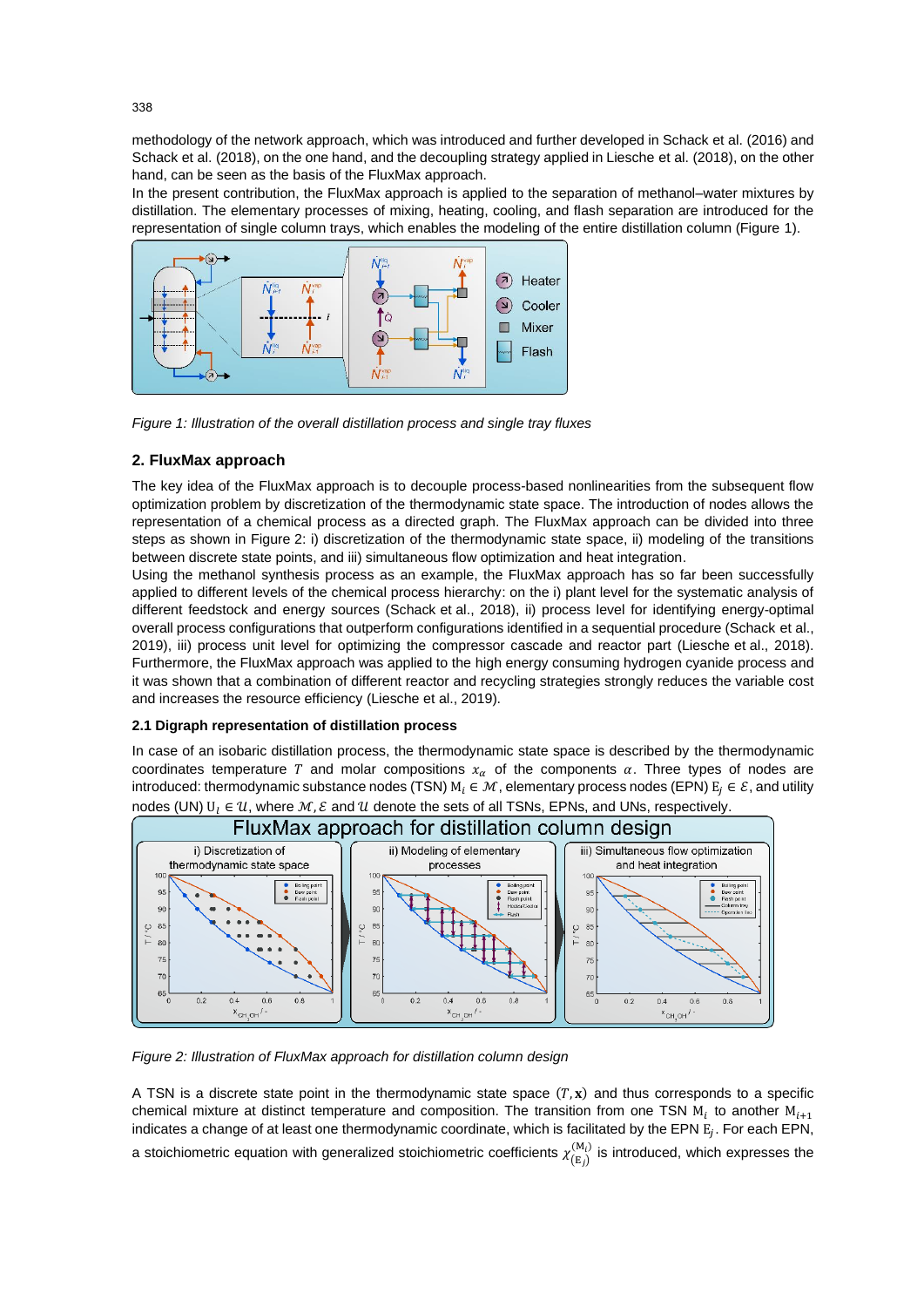methodology of the network approach, which was introduced and further developed in Schack et al. (2016) and Schack et al. (2018), on the one hand, and the decoupling strategy applied in Liesche et al. (2018), on the other hand, can be seen as the basis of the FluxMax approach.
In the present contribution, the FluxMax approach is applied to the separation of methanol–water mixtures by distillation. The elementary processes of mixing, heating, cooling, and flash separation are introduced for the representation of single column trays, which enables the modeling of the entire distillation column (Figure 1).

*Figure 1: Illustration of the overall distillation process and single tray fluxes*

## 2. FluxMax approach

The key idea of the FluxMax approach is to decouple process-based nonlinearities from the subsequent flow optimization problem by discretization of the thermodynamic state space. The introduction of nodes allows the representation of a chemical process as a directed graph. The FluxMax approach can be divided into three steps as shown in Figure 2: i) discretization of the thermodynamic state space, ii) modeling of the transitions between discrete state points, and iii) simultaneous flow optimization and heat integration.
Using the methanol synthesis process as an example, the FluxMax approach has so far been successfully applied to different levels of the chemical process hierarchy: on the i) plant level for the systematic analysis of different feedstock and energy sources (Schack et al., 2018), ii) process level for identifying energy-optimal overall process configurations that outperform configurations identified in a sequential procedure (Schack et al., 2019), iii) process unit level for optimizing the compressor cascade and reactor part (Liesche et al., 2018). Furthermore, the FluxMax approach was applied to the high energy consuming hydrogen cyanide process and it was shown that a combination of different reactor and recycling strategies strongly reduces the variable cost and increases the resource efficiency (Liesche et al., 2019).

### 2.1 Digraph representation of distillation process

In case of an isobaric distillation process, the thermodynamic state space is described by the thermodynamic coordinates temperature $T$ and molar compositions $x_\alpha$ of the components $\alpha$. Three types of nodes are introduced: thermodynamic substance nodes (TSN) $\mathrm{M}_i \in \mathcal{M}$, elementary process nodes (EPN) $\mathrm{E}_j \in \mathcal{E}$, and utility nodes (UN) $\mathrm{U}_l \in \mathcal{U}$, where $\mathcal{M}, \mathcal{E}$ and $\mathcal{U}$ denote the sets of all TSNs, EPNs, and UNs, respectively.

*Figure 2: Illustration of FluxMax approach for distillation column design*

A TSN is a discrete state point in the thermodynamic state space $(T, \mathbf{x})$ and thus corresponds to a specific chemical mixture at distinct temperature and composition. The transition from one TSN $\mathrm{M}_i$ to another $\mathrm{M}_{i+1}$ indicates a change of at least one thermodynamic coordinate, which is facilitated by the EPN $\mathrm{E}_j$. For each EPN, a stoichiometric equation with generalized stoichiometric coefficients $\chi_{(\mathrm{E}_j)}^{(\mathrm{M}_i)}$ is introduced, which expresses the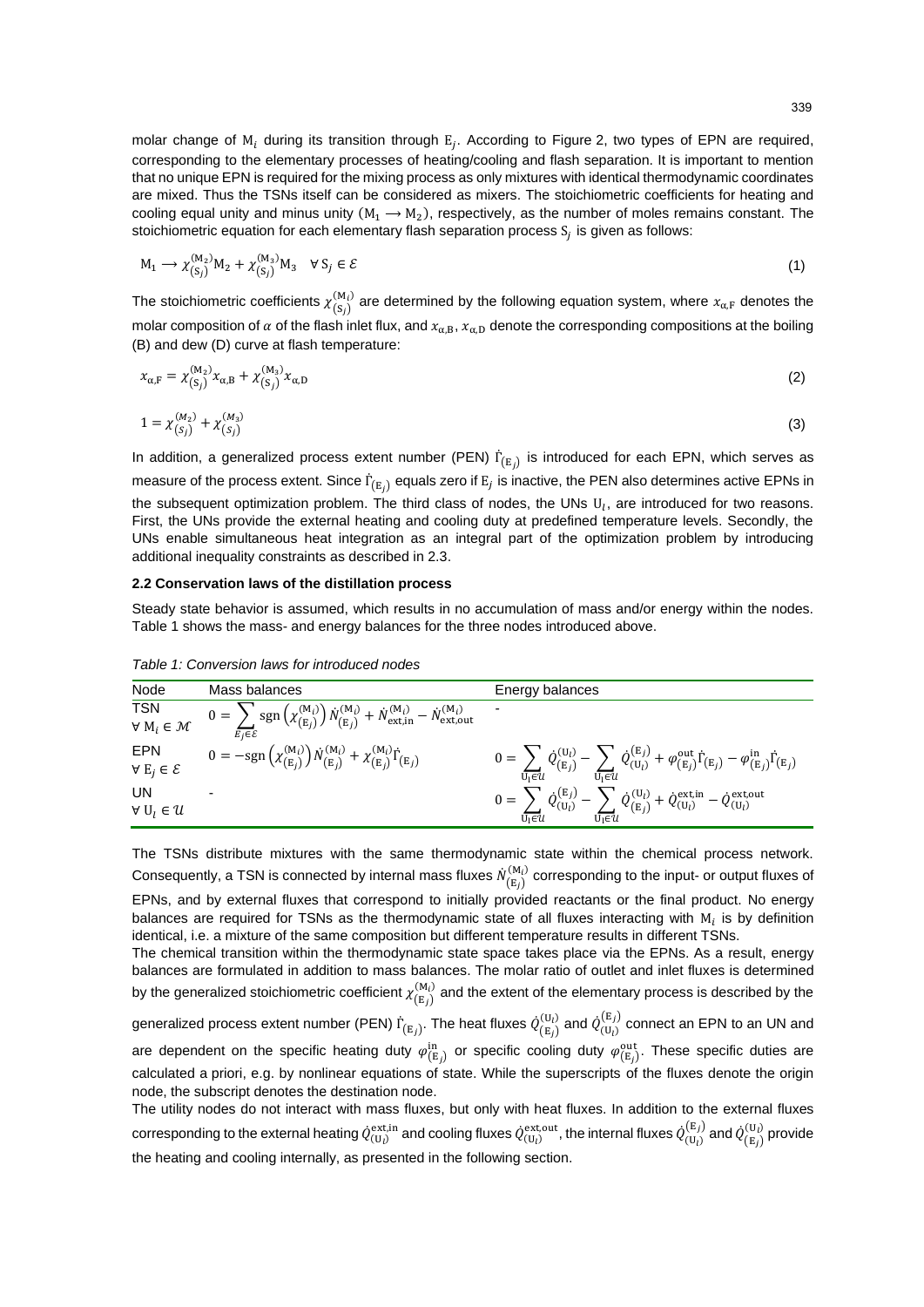molar change of $\mathrm{M}_i$ during its transition through $\mathrm{E}_j$. According to Figure 2, two types of EPN are required, corresponding to the elementary processes of heating/cooling and flash separation. It is important to mention that no unique EPN is required for the mixing process as only mixtures with identical thermodynamic coordinates are mixed. Thus the TSNs itself can be considered as mixers. The stoichiometric coefficients for heating and cooling equal unity and minus unity ($\mathrm{M}_1 \longrightarrow \mathrm{M}_2$), respectively, as the number of moles remains constant. The stoichiometric equation for each elementary flash separation process $\mathrm{S}_j$ is given as follows:

$$\mathrm{M}_1 \longrightarrow \chi_{(\mathrm{S}_j)}^{(\mathrm{M}_2)} \mathrm{M}_2 + \chi_{(\mathrm{S}_j)}^{(\mathrm{M}_3)} \mathrm{M}_3 \quad \forall\, \mathrm{S}_j \in \mathcal{E} \tag{1}$$

The stoichiometric coefficients $\chi_{(\mathrm{S}_j)}^{(\mathrm{M}_i)}$ are determined by the following equation system, where $x_{\alpha,\mathrm{F}}$ denotes the molar composition of $\alpha$ of the flash inlet flux, and $x_{\alpha,\mathrm{B}}$, $x_{\alpha,\mathrm{D}}$ denote the corresponding compositions at the boiling (B) and dew (D) curve at flash temperature:

$$x_{\alpha,\mathrm{F}} = \chi_{(\mathrm{S}_j)}^{(\mathrm{M}_2)} x_{\alpha,\mathrm{B}} + \chi_{(\mathrm{S}_j)}^{(\mathrm{M}_3)} x_{\alpha,\mathrm{D}} \tag{2}$$

$$1 = \chi_{(S_j)}^{(M_2)} + \chi_{(S_j)}^{(M_3)} \tag{3}$$

In addition, a generalized process extent number (PEN) $\dot{\Gamma}_{(\mathrm{E}_j)}$ is introduced for each EPN, which serves as measure of the process extent. Since $\dot{\Gamma}_{(\mathrm{E}_j)}$ equals zero if $\mathrm{E}_j$ is inactive, the PEN also determines active EPNs in the subsequent optimization problem. The third class of nodes, the UNs $\mathrm{U}_l$, are introduced for two reasons. First, the UNs provide the external heating and cooling duty at predefined temperature levels. Secondly, the UNs enable simultaneous heat integration as an integral part of the optimization problem by introducing additional inequality constraints as described in 2.3.

## 2.2 Conservation laws of the distillation process

Steady state behavior is assumed, which results in no accumulation of mass and/or energy within the nodes. Table 1 shows the mass- and energy balances for the three nodes introduced above.

*Table 1: Conversion laws for introduced nodes*

| Node | Mass balances | Energy balances |
|---|---|---|
| TSN $\forall\, \mathrm{M}_i \in \mathcal{M}$ | $0 = \sum_{E_j \in \mathcal{E}} \mathrm{sgn}\left(\chi_{(\mathrm{E}_j)}^{(\mathrm{M}_i)}\right) \dot{N}_{(\mathrm{E}_j)}^{(\mathrm{M}_i)} + \dot{N}_{\mathrm{ext,in}}^{(\mathrm{M}_i)} - \dot{N}_{\mathrm{ext,out}}^{(\mathrm{M}_i)}$ | - |
| EPN $\forall\, \mathrm{E}_j \in \mathcal{E}$ | $0 = -\mathrm{sgn}\left(\chi_{(\mathrm{E}_j)}^{(\mathrm{M}_i)}\right) \dot{N}_{(\mathrm{E}_j)}^{(\mathrm{M}_i)} + \chi_{(\mathrm{E}_j)}^{(\mathrm{M}_i)} \dot{\Gamma}_{(\mathrm{E}_j)}$ | $0 = \sum_{\mathrm{U}_l \in \mathcal{U}} \dot{Q}_{(\mathrm{E}_j)}^{(\mathrm{U}_l)} - \sum_{\mathrm{U}_l \in \mathcal{U}} \dot{Q}_{(\mathrm{U}_l)}^{(\mathrm{E}_j)} + \varphi_{(\mathrm{E}_j)}^{\mathrm{out}} \dot{\Gamma}_{(\mathrm{E}_j)} - \varphi_{(\mathrm{E}_j)}^{\mathrm{in}} \dot{\Gamma}_{(\mathrm{E}_j)}$ |
| UN $\forall\, \mathrm{U}_l \in \mathcal{U}$ | - | $0 = \sum_{\mathrm{U}_l \in \mathcal{U}} \dot{Q}_{(\mathrm{U}_l)}^{(\mathrm{E}_j)} - \sum_{\mathrm{U}_l \in \mathcal{U}} \dot{Q}_{(\mathrm{E}_j)}^{(\mathrm{U}_l)} + \dot{Q}_{(\mathrm{U}_l)}^{\mathrm{ext,in}} - \dot{Q}_{(\mathrm{U}_l)}^{\mathrm{ext,out}}$ |

The TSNs distribute mixtures with the same thermodynamic state within the chemical process network. Consequently, a TSN is connected by internal mass fluxes $\dot{N}_{(\mathrm{E}_j)}^{(\mathrm{M}_i)}$ corresponding to the input- or output fluxes of EPNs, and by external fluxes that correspond to initially provided reactants or the final product. No energy balances are required for TSNs as the thermodynamic state of all fluxes interacting with $\mathrm{M}_i$ is by definition identical, i.e. a mixture of the same composition but different temperature results in different TSNs.

The chemical transition within the thermodynamic state space takes place via the EPNs. As a result, energy balances are formulated in addition to mass balances. The molar ratio of outlet and inlet fluxes is determined by the generalized stoichiometric coefficient $\chi_{(\mathrm{E}_j)}^{(\mathrm{M}_i)}$ and the extent of the elementary process is described by the generalized process extent number (PEN) $\dot{\Gamma}_{(\mathrm{E}_j)}$. The heat fluxes $\dot{Q}_{(\mathrm{E}_j)}^{(\mathrm{U}_l)}$ and $\dot{Q}_{(\mathrm{U}_l)}^{(\mathrm{E}_j)}$ connect an EPN to an UN and are dependent on the specific heating duty $\varphi_{(\mathrm{E}_j)}^{\mathrm{in}}$ or specific cooling duty $\varphi_{(\mathrm{E}_j)}^{\mathrm{out}}$. These specific duties are calculated a priori, e.g. by nonlinear equations of state. While the superscripts of the fluxes denote the origin node, the subscript denotes the destination node.

The utility nodes do not interact with mass fluxes, but only with heat fluxes. In addition to the external fluxes corresponding to the external heating $\dot{Q}_{(\mathrm{U}_l)}^{\mathrm{ext,in}}$ and cooling fluxes $\dot{Q}_{(\mathrm{U}_l)}^{\mathrm{ext,out}}$, the internal fluxes $\dot{Q}_{(\mathrm{U}_l)}^{(\mathrm{E}_j)}$ and $\dot{Q}_{(\mathrm{E}_j)}^{(\mathrm{U}_l)}$ provide the heating and cooling internally, as presented in the following section.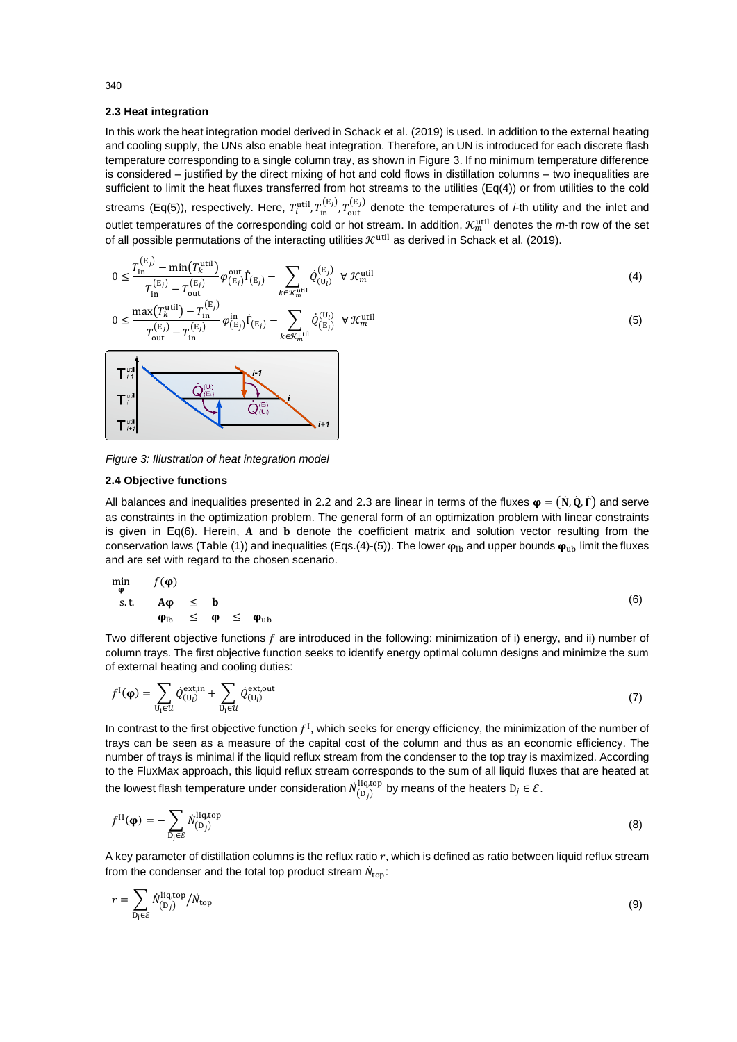## 2.3 Heat integration

In this work the heat integration model derived in Schack et al. (2019) is used. In addition to the external heating and cooling supply, the UNs also enable heat integration. Therefore, an UN is introduced for each discrete flash temperature corresponding to a single column tray, as shown in Figure 3. If no minimum temperature difference is considered – justified by the direct mixing of hot and cold flows in distillation columns – two inequalities are sufficient to limit the heat fluxes transferred from hot streams to the utilities (Eq(4)) or from utilities to the cold streams (Eq(5)), respectively. Here, $T_i^{\mathrm{util}}, T_{\mathrm{in}}^{(\mathrm{E}_j)}, T_{\mathrm{out}}^{(\mathrm{E}_j)}$ denote the temperatures of *i*-th utility and the inlet and outlet temperatures of the corresponding cold or hot stream. In addition, $\mathcal{K}_m^{\mathrm{util}}$ denotes the *m*-th row of the set of all possible permutations of the interacting utilities $\mathcal{K}^{\mathrm{util}}$ as derived in Schack et al. (2019).

$$0 \leq \frac{T_{\mathrm{in}}^{(\mathrm{E}_j)} - \min\left(T_k^{\mathrm{util}}\right)}{T_{\mathrm{in}}^{(\mathrm{E}_j)} - T_{\mathrm{out}}^{(\mathrm{E}_j)}} \varphi_{(\mathrm{E}_j)}^{\mathrm{out}} \dot{\Gamma}_{(\mathrm{E}_j)} - \sum_{k \in \mathcal{K}_m^{\mathrm{util}}} \dot{Q}_{(\mathrm{U}_l)}^{(\mathrm{E}_j)} \quad \forall\, \mathcal{K}_m^{\mathrm{util}} \tag{4}$$

$$0 \leq \frac{\max\left(T_k^{\mathrm{util}}\right) - T_{\mathrm{in}}^{(\mathrm{E}_j)}}{T_{\mathrm{out}}^{(\mathrm{E}_j)} - T_{\mathrm{in}}^{(\mathrm{E}_j)}} \varphi_{(\mathrm{E}_j)}^{\mathrm{in}} \dot{\Gamma}_{(\mathrm{E}_j)} - \sum_{k \in \mathcal{K}_m^{\mathrm{util}}} \dot{Q}_{(\mathrm{E}_j)}^{(\mathrm{U}_l)} \quad \forall\, \mathcal{K}_m^{\mathrm{util}} \tag{5}$$

*Figure 3: Illustration of heat integration model*

## 2.4 Objective functions

All balances and inequalities presented in 2.2 and 2.3 are linear in terms of the fluxes $\boldsymbol{\varphi} = \left(\dot{\mathbf{N}}, \dot{\mathbf{Q}}, \dot{\boldsymbol{\Gamma}}\right)$ and serve as constraints in the optimization problem. The general form of an optimization problem with linear constraints is given in Eq(6). Herein, $\mathbf{A}$ and $\mathbf{b}$ denote the coefficient matrix and solution vector resulting from the conservation laws (Table (1)) and inequalities (Eqs.(4)-(5)). The lower $\boldsymbol{\varphi}_{\mathrm{lb}}$ and upper bounds $\boldsymbol{\varphi}_{\mathrm{ub}}$ limit the fluxes and are set with regard to the chosen scenario.

$$\begin{array}{lllll} \min\limits_{\boldsymbol{\varphi}} & f(\boldsymbol{\varphi}) & & & \\ \text{s.t.} & \mathbf{A}\boldsymbol{\varphi} & \leq & \mathbf{b} & \\ & \boldsymbol{\varphi}_{\mathrm{lb}} & \leq & \boldsymbol{\varphi} & \leq \ \boldsymbol{\varphi}_{\mathrm{ub}} \end{array} \tag{6}$$

Two different objective functions $f$ are introduced in the following: minimization of i) energy, and ii) number of column trays. The first objective function seeks to identify energy optimal column designs and minimize the sum of external heating and cooling duties:

$$f^{\mathrm{I}}(\boldsymbol{\varphi}) = \sum_{\mathrm{U}_l \in \mathcal{U}} \dot{Q}_{(\mathrm{U}_l)}^{\mathrm{ext,in}} + \sum_{\mathrm{U}_l \in \mathcal{U}} \dot{Q}_{(\mathrm{U}_l)}^{\mathrm{ext,out}} \tag{7}$$

In contrast to the first objective function $f^{\mathrm{I}}$, which seeks for energy efficiency, the minimization of the number of trays can be seen as a measure of the capital cost of the column and thus as an economic efficiency. The number of trays is minimal if the liquid reflux stream from the condenser to the top tray is maximized. According to the FluxMax approach, this liquid reflux stream corresponds to the sum of all liquid fluxes that are heated at the lowest flash temperature under consideration $\dot{N}_{(\mathrm{D}_j)}^{\mathrm{liq,top}}$ by means of the heaters $\mathrm{D}_j \in \mathcal{E}$.

$$f^{\mathrm{II}}(\boldsymbol{\varphi}) = -\sum_{\mathrm{D}_j \in \mathcal{E}} \dot{N}_{(\mathrm{D}_j)}^{\mathrm{liq,top}} \tag{8}$$

A key parameter of distillation columns is the reflux ratio $r$, which is defined as ratio between liquid reflux stream from the condenser and the total top product stream $\dot{N}_{\mathrm{top}}$:

$$r = \sum_{\mathrm{D}_j \in \mathcal{E}} \dot{N}_{(\mathrm{D}_j)}^{\mathrm{liq,top}} / \dot{N}_{\mathrm{top}} \tag{9}$$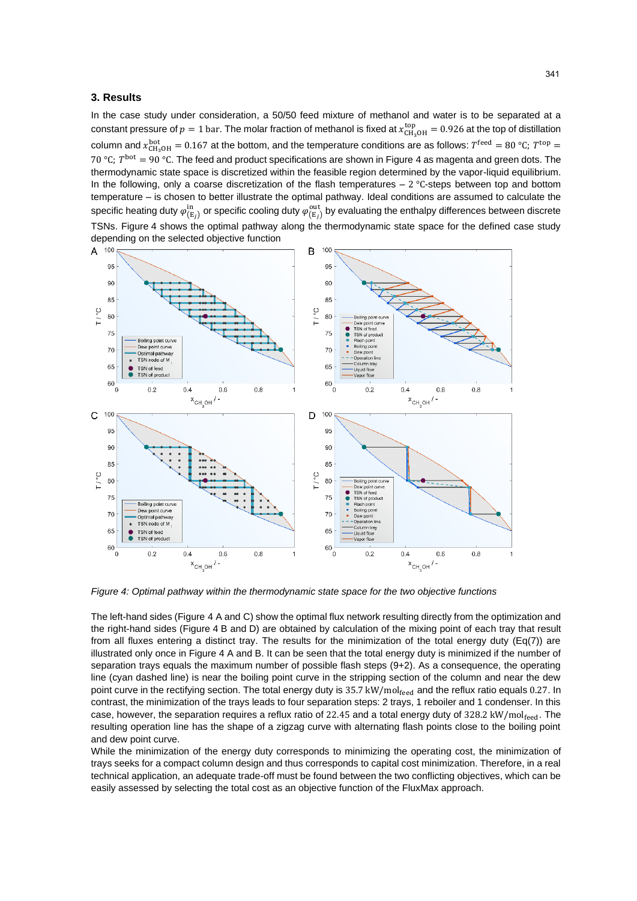## 3. Results

In the case study under consideration, a 50/50 feed mixture of methanol and water is to be separated at a constant pressure of $p = 1$ bar. The molar fraction of methanol is fixed at $x^{\mathrm{top}}_{\mathrm{CH_3OH}} = 0.926$ at the top of distillation column and $x^{\mathrm{bot}}_{\mathrm{CH_3OH}} = 0.167$ at the bottom, and the temperature conditions are as follows: $T^{\mathrm{feed}} = 80$ °C; $T^{\mathrm{top}} = 70$ °C; $T^{\mathrm{bot}} = 90$ °C. The feed and product specifications are shown in Figure 4 as magenta and green dots. The thermodynamic state space is discretized within the feasible region determined by the vapor-liquid equilibrium. In the following, only a coarse discretization of the flash temperatures – 2 °C-steps between top and bottom temperature – is chosen to better illustrate the optimal pathway. Ideal conditions are assumed to calculate the specific heating duty $\varphi^{\mathrm{in}}_{(\mathrm{E}_j)}$ or specific cooling duty $\varphi^{\mathrm{out}}_{(\mathrm{E}_j)}$ by evaluating the enthalpy differences between discrete TSNs. Figure 4 shows the optimal pathway along the thermodynamic state space for the defined case study depending on the selected objective function

*Figure 4: Optimal pathway within the thermodynamic state space for the two objective functions*

The left-hand sides (Figure 4 A and C) show the optimal flux network resulting directly from the optimization and the right-hand sides (Figure 4 B and D) are obtained by calculation of the mixing point of each tray that result from all fluxes entering a distinct tray. The results for the minimization of the total energy duty (Eq(7)) are illustrated only once in Figure 4 A and B. It can be seen that the total energy duty is minimized if the number of separation trays equals the maximum number of possible flash steps (9+2). As a consequence, the operating line (cyan dashed line) is near the boiling point curve in the stripping section of the column and near the dew point curve in the rectifying section. The total energy duty is $35.7\ \mathrm{kW/mol_{feed}}$ and the reflux ratio equals $0.27$. In contrast, the minimization of the trays leads to four separation steps: 2 trays, 1 reboiler and 1 condenser. In this case, however, the separation requires a reflux ratio of $22.45$ and a total energy duty of $328.2\ \mathrm{kW/mol_{feed}}$. The resulting operation line has the shape of a zigzag curve with alternating flash points close to the boiling point and dew point curve.

While the minimization of the energy duty corresponds to minimizing the operating cost, the minimization of trays seeks for a compact column design and thus corresponds to capital cost minimization. Therefore, in a real technical application, an adequate trade-off must be found between the two conflicting objectives, which can be easily assessed by selecting the total cost as an objective function of the FluxMax approach.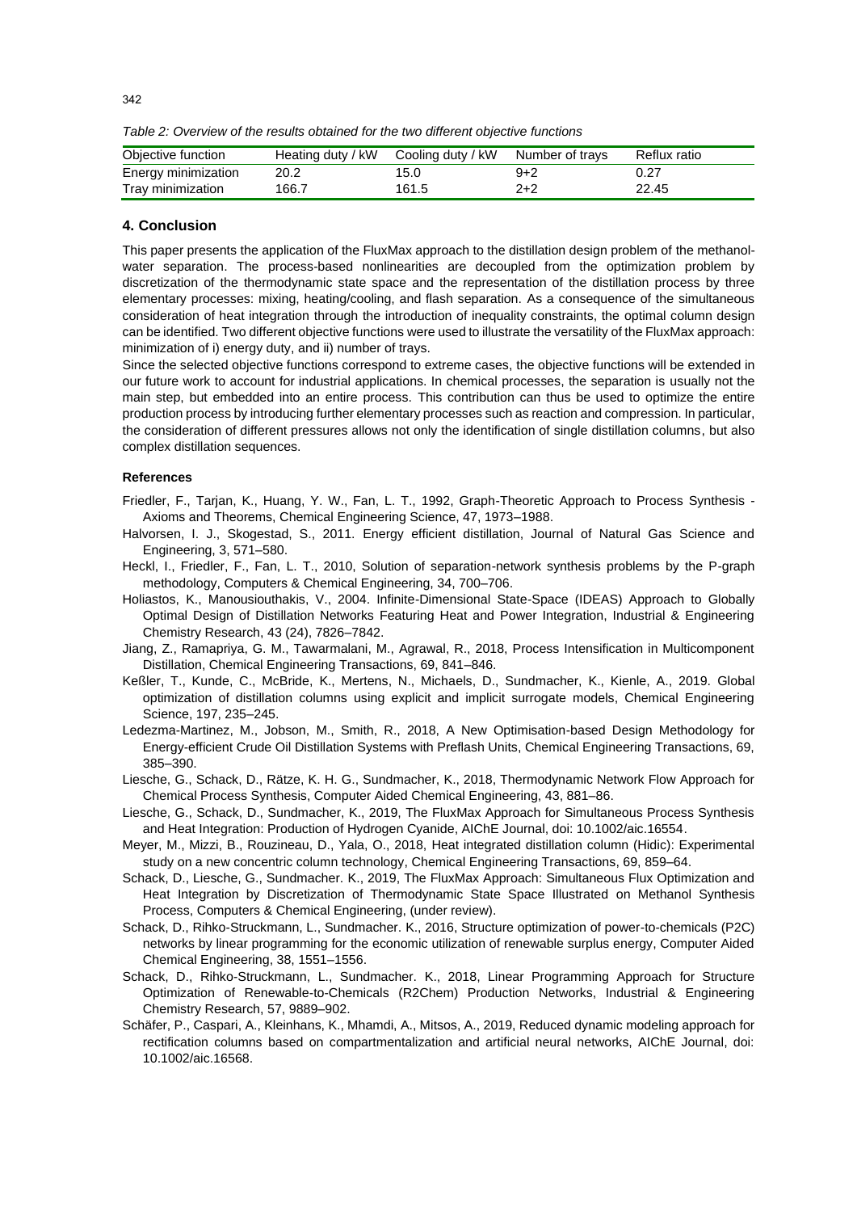*Table 2: Overview of the results obtained for the two different objective functions*

| Objective function | Heating duty / kW | Cooling duty / kW | Number of trays | Reflux ratio |
|---|---|---|---|---|
| Energy minimization | 20.2 | 15.0 | 9+2 | 0.27 |
| Tray minimization | 166.7 | 161.5 | 2+2 | 22.45 |

## 4. Conclusion

This paper presents the application of the FluxMax approach to the distillation design problem of the methanol-water separation. The process-based nonlinearities are decoupled from the optimization problem by discretization of the thermodynamic state space and the representation of the distillation process by three elementary processes: mixing, heating/cooling, and flash separation. As a consequence of the simultaneous consideration of heat integration through the introduction of inequality constraints, the optimal column design can be identified. Two different objective functions were used to illustrate the versatility of the FluxMax approach: minimization of i) energy duty, and ii) number of trays.

Since the selected objective functions correspond to extreme cases, the objective functions will be extended in our future work to account for industrial applications. In chemical processes, the separation is usually not the main step, but embedded into an entire process. This contribution can thus be used to optimize the entire production process by introducing further elementary processes such as reaction and compression. In particular, the consideration of different pressures allows not only the identification of single distillation columns, but also complex distillation sequences.

### References

Friedler, F., Tarjan, K., Huang, Y. W., Fan, L. T., 1992, Graph-Theoretic Approach to Process Synthesis - Axioms and Theorems, Chemical Engineering Science, 47, 1973–1988.

Halvorsen, I. J., Skogestad, S., 2011. Energy efficient distillation, Journal of Natural Gas Science and Engineering, 3, 571–580.

Heckl, I., Friedler, F., Fan, L. T., 2010, Solution of separation-network synthesis problems by the P-graph methodology, Computers & Chemical Engineering, 34, 700–706.

Holiastos, K., Manousiouthakis, V., 2004. Infinite-Dimensional State-Space (IDEAS) Approach to Globally Optimal Design of Distillation Networks Featuring Heat and Power Integration, Industrial & Engineering Chemistry Research, 43 (24), 7826–7842.

Jiang, Z., Ramapriya, G. M., Tawarmalani, M., Agrawal, R., 2018, Process Intensification in Multicomponent Distillation, Chemical Engineering Transactions, 69, 841–846.

Keßler, T., Kunde, C., McBride, K., Mertens, N., Michaels, D., Sundmacher, K., Kienle, A., 2019. Global optimization of distillation columns using explicit and implicit surrogate models, Chemical Engineering Science, 197, 235–245.

Ledezma-Martinez, M., Jobson, M., Smith, R., 2018, A New Optimisation-based Design Methodology for Energy-efficient Crude Oil Distillation Systems with Preflash Units, Chemical Engineering Transactions, 69, 385–390.

Liesche, G., Schack, D., Rätze, K. H. G., Sundmacher, K., 2018, Thermodynamic Network Flow Approach for Chemical Process Synthesis, Computer Aided Chemical Engineering, 43, 881–86.

Liesche, G., Schack, D., Sundmacher, K., 2019, The FluxMax Approach for Simultaneous Process Synthesis and Heat Integration: Production of Hydrogen Cyanide, AIChE Journal, doi: 10.1002/aic.16554.

Meyer, M., Mizzi, B., Rouzineau, D., Yala, O., 2018, Heat integrated distillation column (Hidic): Experimental study on a new concentric column technology, Chemical Engineering Transactions, 69, 859–64.

Schack, D., Liesche, G., Sundmacher. K., 2019, The FluxMax Approach: Simultaneous Flux Optimization and Heat Integration by Discretization of Thermodynamic State Space Illustrated on Methanol Synthesis Process, Computers & Chemical Engineering, (under review).

Schack, D., Rihko-Struckmann, L., Sundmacher. K., 2016, Structure optimization of power-to-chemicals (P2C) networks by linear programming for the economic utilization of renewable surplus energy, Computer Aided Chemical Engineering, 38, 1551–1556.

Schack, D., Rihko-Struckmann, L., Sundmacher. K., 2018, Linear Programming Approach for Structure Optimization of Renewable-to-Chemicals (R2Chem) Production Networks, Industrial & Engineering Chemistry Research, 57, 9889–902.

Schäfer, P., Caspari, A., Kleinhans, K., Mhamdi, A., Mitsos, A., 2019, Reduced dynamic modeling approach for rectification columns based on compartmentalization and artificial neural networks, AIChE Journal, doi: 10.1002/aic.16568.